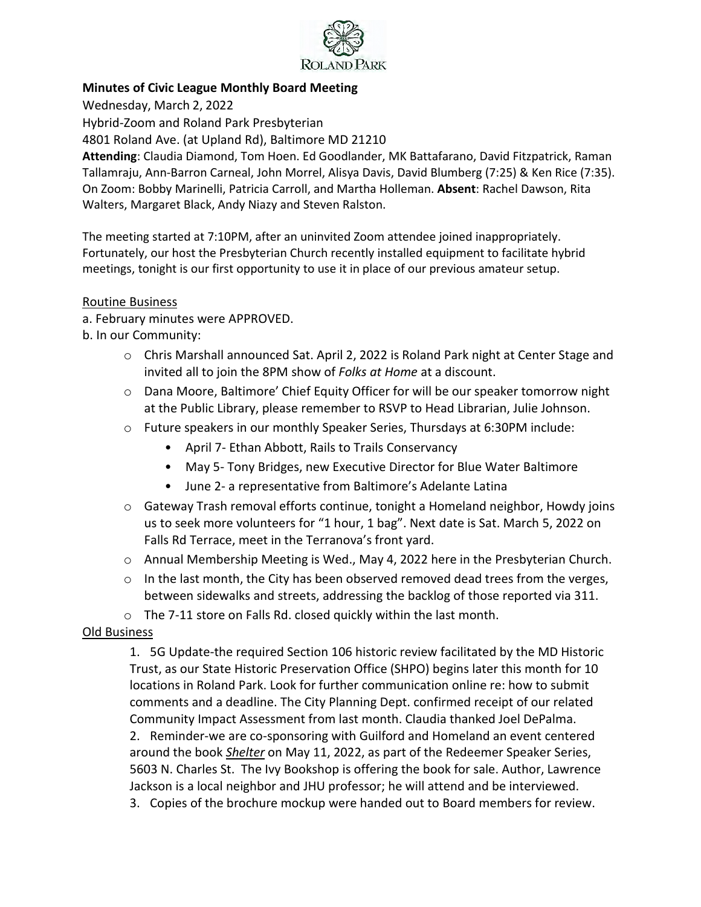ROLAND PARK

**Minutes of Civic League Monthly Board Meeting**

Wednesday, March 2, 2022

Hybrid-Zoom and Roland Park Presbyterian

4801 Roland Ave. (at Upland Rd), Baltimore MD 21210

**Attending**: Claudia Diamond, Tom Hoen. Ed Goodlander, MK Battafarano, David Fitzpatrick, Raman Tallamraju, Ann-Barron Carneal, John Morrel, Alisya Davis, David Blumberg (7:25) & Ken Rice (7:35). On Zoom: Bobby Marinelli, Patricia Carroll, and Martha Holleman. **Absent**: Rachel Dawson, Rita Walters, Margaret Black, Andy Niazy and Steven Ralston.

The meeting started at 7:10PM, after an uninvited Zoom attendee joined inappropriately. Fortunately, our host the Presbyterian Church recently installed equipment to facilitate hybrid meetings, tonight is our first opportunity to use it in place of our previous amateur setup.

Routine Business

a. February minutes were APPROVED.

b. In our Community:

- Chris Marshall announced Sat. April 2, 2022 is Roland Park night at Center Stage and invited all to join the 8PM show of *Folks at Home* at a discount.
- Dana Moore, Baltimore' Chief Equity Officer for will be our speaker tomorrow night at the Public Library, please remember to RSVP to Head Librarian, Julie Johnson.
- Future speakers in our monthly Speaker Series, Thursdays at 6:30PM include:
  - April 7- Ethan Abbott, Rails to Trails Conservancy
  - May 5- Tony Bridges, new Executive Director for Blue Water Baltimore
  - June 2- a representative from Baltimore's Adelante Latina
- Gateway Trash removal efforts continue, tonight a Homeland neighbor, Howdy joins us to seek more volunteers for "1 hour, 1 bag". Next date is Sat. March 5, 2022 on Falls Rd Terrace, meet in the Terranova's front yard.
- Annual Membership Meeting is Wed., May 4, 2022 here in the Presbyterian Church.
- In the last month, the City has been observed removed dead trees from the verges, between sidewalks and streets, addressing the backlog of those reported via 311.
- The 7-11 store on Falls Rd. closed quickly within the last month.

Old Business

1. 5G Update-the required Section 106 historic review facilitated by the MD Historic Trust, as our State Historic Preservation Office (SHPO) begins later this month for 10 locations in Roland Park. Look for further communication online re: how to submit comments and a deadline. The City Planning Dept. confirmed receipt of our related Community Impact Assessment from last month. Claudia thanked Joel DePalma.
2. Reminder-we are co-sponsoring with Guilford and Homeland an event centered around the book ***Shelter*** on May 11, 2022, as part of the Redeemer Speaker Series, 5603 N. Charles St. The Ivy Bookshop is offering the book for sale. Author, Lawrence Jackson is a local neighbor and JHU professor; he will attend and be interviewed.
3. Copies of the brochure mockup were handed out to Board members for review.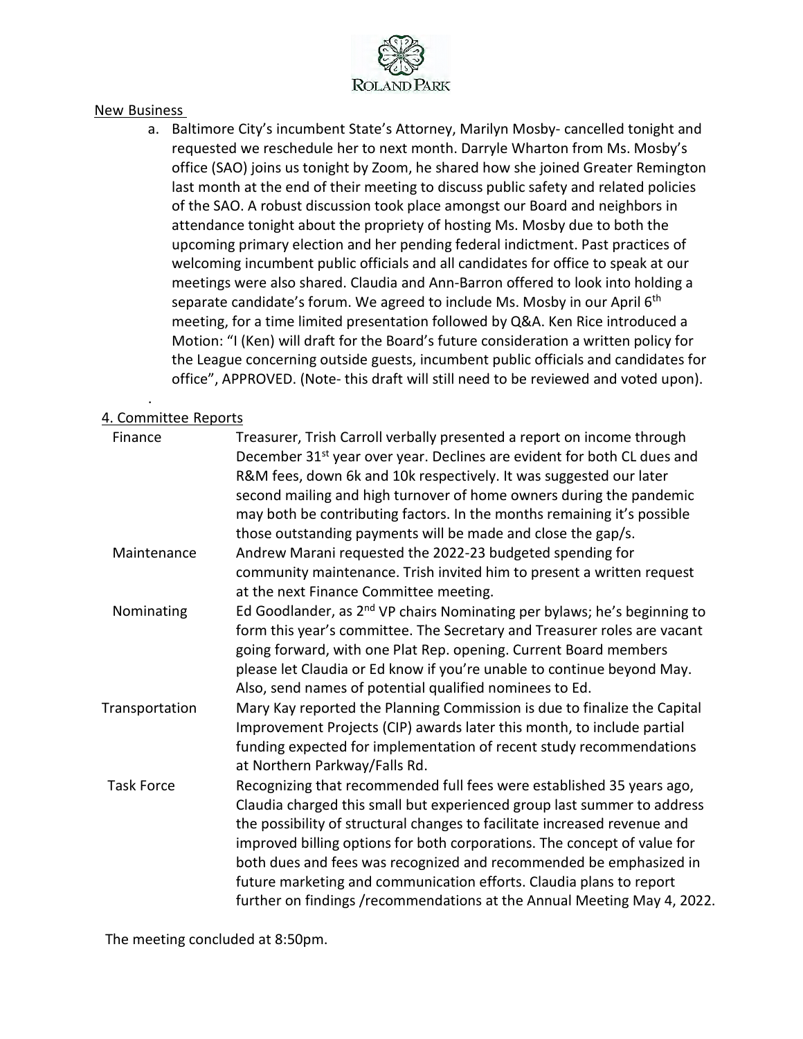New Business

a. Baltimore City's incumbent State's Attorney, Marilyn Mosby- cancelled tonight and requested we reschedule her to next month. Darryle Wharton from Ms. Mosby's office (SAO) joins us tonight by Zoom, he shared how she joined Greater Remington last month at the end of their meeting to discuss public safety and related policies of the SAO. A robust discussion took place amongst our Board and neighbors in attendance tonight about the propriety of hosting Ms. Mosby due to both the upcoming primary election and her pending federal indictment. Past practices of welcoming incumbent public officials and all candidates for office to speak at our meetings were also shared. Claudia and Ann-Barron offered to look into holding a separate candidate's forum. We agreed to include Ms. Mosby in our April 6th meeting, for a time limited presentation followed by Q&A. Ken Rice introduced a Motion: "I (Ken) will draft for the Board's future consideration a written policy for the League concerning outside guests, incumbent public officials and candidates for office", APPROVED. (Note- this draft will still need to be reviewed and voted upon).

.

4. Committee Reports

| | |
|---|---|
| Finance | Treasurer, Trish Carroll verbally presented a report on income through December 31st year over year. Declines are evident for both CL dues and R&M fees, down 6k and 10k respectively. It was suggested our later second mailing and high turnover of home owners during the pandemic may both be contributing factors. In the months remaining it's possible those outstanding payments will be made and close the gap/s. |
| Maintenance | Andrew Marani requested the 2022-23 budgeted spending for community maintenance. Trish invited him to present a written request at the next Finance Committee meeting. |
| Nominating | Ed Goodlander, as 2nd VP chairs Nominating per bylaws; he's beginning to form this year's committee. The Secretary and Treasurer roles are vacant going forward, with one Plat Rep. opening. Current Board members please let Claudia or Ed know if you're unable to continue beyond May. Also, send names of potential qualified nominees to Ed. |
| Transportation | Mary Kay reported the Planning Commission is due to finalize the Capital Improvement Projects (CIP) awards later this month, to include partial funding expected for implementation of recent study recommendations at Northern Parkway/Falls Rd. |
| Task Force | Recognizing that recommended full fees were established 35 years ago, Claudia charged this small but experienced group last summer to address the possibility of structural changes to facilitate increased revenue and improved billing options for both corporations. The concept of value for both dues and fees was recognized and recommended be emphasized in future marketing and communication efforts. Claudia plans to report further on findings /recommendations at the Annual Meeting May 4, 2022. |

The meeting concluded at 8:50pm.